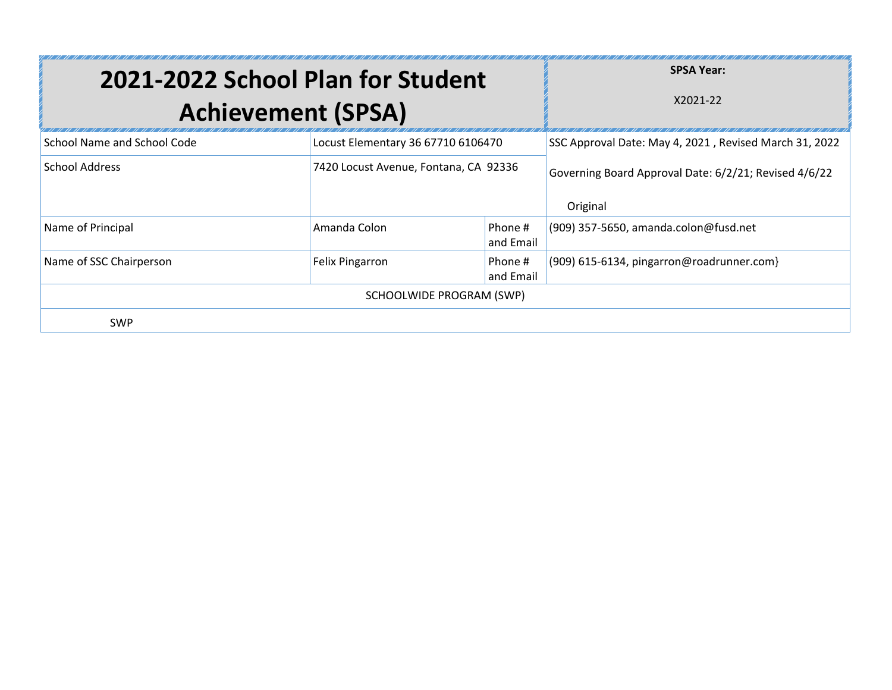# 2021-2022 School Plan for Student Achievement (SPSA)

**SPSA Year:**

X2021-22

| | | | |
|---|---|---|---|
| School Name and School Code | Locust Elementary 36 67710 6106470 | | SSC Approval Date: May 4, 2021 , Revised March 31, 2022 |
| School Address | 7420 Locust Avenue, Fontana, CA 92336 | | Governing Board Approval Date: 6/2/21; Revised 4/6/22<br><br>Original |
| Name of Principal | Amanda Colon | Phone # and Email | (909) 357-5650, amanda.colon@fusd.net |
| Name of SSC Chairperson | Felix Pingarron | Phone # and Email | (909) 615-6134, pingarron@roadrunner.com} |
| SCHOOLWIDE PROGRAM (SWP) | | | |
| SWP | | | |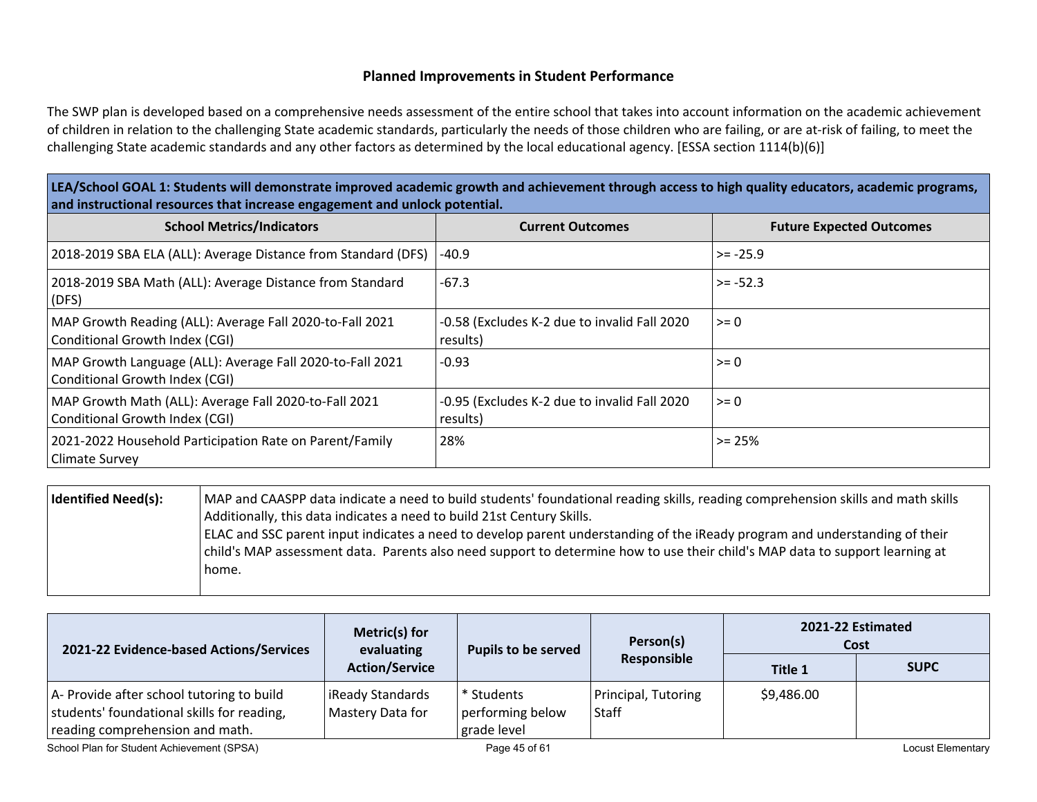## Planned Improvements in Student Performance

The SWP plan is developed based on a comprehensive needs assessment of the entire school that takes into account information on the academic achievement of children in relation to the challenging State academic standards, particularly the needs of those children who are failing, or are at-risk of failing, to meet the challenging State academic standards and any other factors as determined by the local educational agency. [ESSA section 1114(b)(6)]

| **LEA/School GOAL 1: Students will demonstrate improved academic growth and achievement through access to high quality educators, academic programs, and instructional resources that increase engagement and unlock potential.** | | |
|---|---|---|
| **School Metrics/Indicators** | **Current Outcomes** | **Future Expected Outcomes** |
| 2018-2019 SBA ELA (ALL): Average Distance from Standard (DFS) | -40.9 | >= -25.9 |
| 2018-2019 SBA Math (ALL): Average Distance from Standard (DFS) | -67.3 | >= -52.3 |
| MAP Growth Reading (ALL): Average Fall 2020-to-Fall 2021 Conditional Growth Index (CGI) | -0.58 (Excludes K-2 due to invalid Fall 2020 results) | >= 0 |
| MAP Growth Language (ALL): Average Fall 2020-to-Fall 2021 Conditional Growth Index (CGI) | -0.93 | >= 0 |
| MAP Growth Math (ALL): Average Fall 2020-to-Fall 2021 Conditional Growth Index (CGI) | -0.95 (Excludes K-2 due to invalid Fall 2020 results) | >= 0 |
| 2021-2022 Household Participation Rate on Parent/Family Climate Survey | 28% | >= 25% |

| **Identified Need(s):** | MAP and CAASPP data indicate a need to build students' foundational reading skills, reading comprehension skills and math skills Additionally, this data indicates a need to build 21st Century Skills.<br>ELAC and SSC parent input indicates a need to develop parent understanding of the iReady program and understanding of their child's MAP assessment data. Parents also need support to determine how to use their child's MAP data to support learning at home. |
|---|---|

| **2021-22 Evidence-based Actions/Services** | **Metric(s) for evaluating Action/Service** | **Pupils to be served** | **Person(s) Responsible** | **2021-22 Estimated Cost** | |
|---|---|---|---|---|---|
| | | | | **Title 1** | **SUPC** |
| A- Provide after school tutoring to build students' foundational skills for reading, reading comprehension and math. | iReady Standards Mastery Data for | * Students performing below grade level | Principal, Tutoring Staff | $9,486.00 | |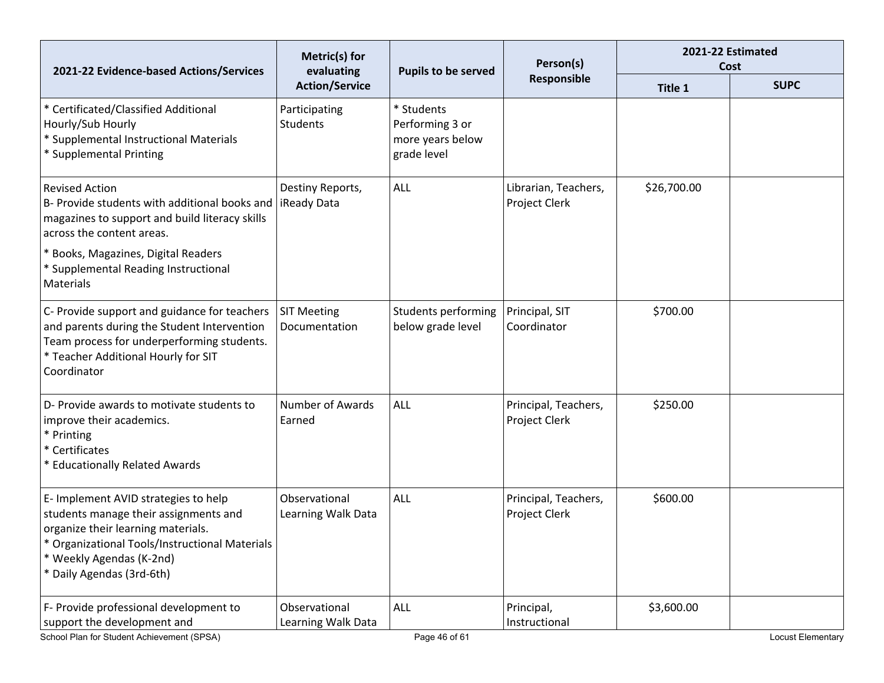| 2021-22 Evidence-based Actions/Services | Metric(s) for evaluating Action/Service | Pupils to be served | Person(s) Responsible | 2021-22 Estimated Cost | |
|---|---|---|---|---|---|
| | | | | Title 1 | SUPC |
| * Certificated/Classified Additional Hourly/Sub Hourly<br>* Supplemental Instructional Materials<br>* Supplemental Printing | Participating Students | * Students Performing 3 or more years below grade level | | | |
| Revised Action<br>B- Provide students with additional books and magazines to support and build literacy skills across the content areas.<br>* Books, Magazines, Digital Readers<br>* Supplemental Reading Instructional Materials | Destiny Reports, iReady Data | ALL | Librarian, Teachers, Project Clerk | $26,700.00 | |
| C- Provide support and guidance for teachers and parents during the Student Intervention Team process for underperforming students.<br>* Teacher Additional Hourly for SIT Coordinator | SIT Meeting Documentation | Students performing below grade level | Principal, SIT Coordinator | $700.00 | |
| D- Provide awards to motivate students to improve their academics.<br>* Printing<br>* Certificates<br>* Educationally Related Awards | Number of Awards Earned | ALL | Principal, Teachers, Project Clerk | $250.00 | |
| E- Implement AVID strategies to help students manage their assignments and organize their learning materials.<br>* Organizational Tools/Instructional Materials<br>* Weekly Agendas (K-2nd)<br>* Daily Agendas (3rd-6th) | Observational Learning Walk Data | ALL | Principal, Teachers, Project Clerk | $600.00 | |
| F- Provide professional development to support the development and | Observational Learning Walk Data | ALL | Principal, Instructional | $3,600.00 | |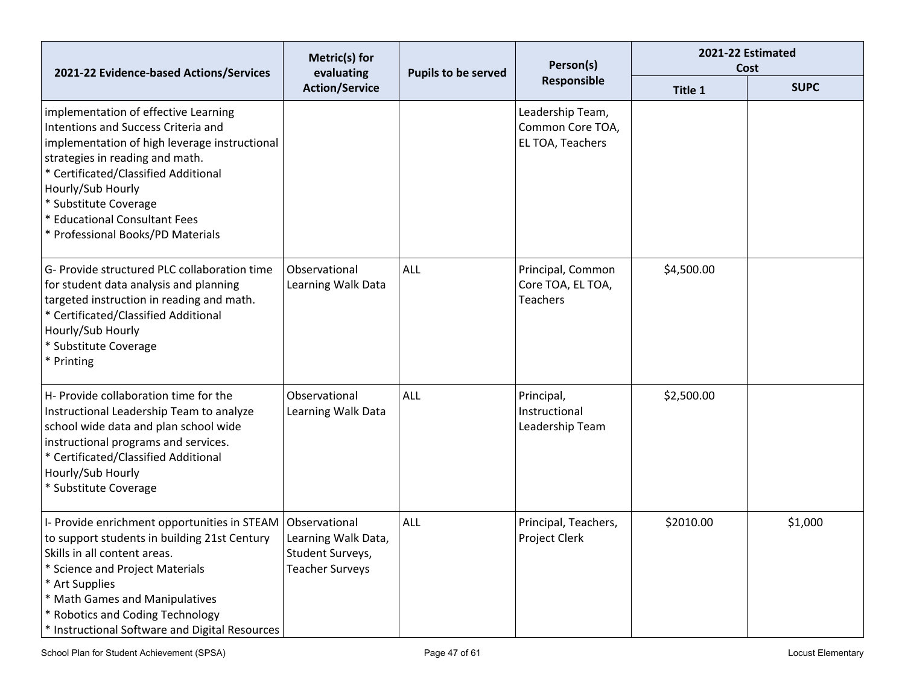| 2021-22 Evidence-based Actions/Services | Metric(s) for evaluating Action/Service | Pupils to be served | Person(s) Responsible | 2021-22 Estimated Cost | |
|---|---|---|---|---|---|
| | | | | Title 1 | SUPC |
| implementation of effective Learning Intentions and Success Criteria and implementation of high leverage instructional strategies in reading and math.<br>* Certificated/Classified Additional Hourly/Sub Hourly<br>* Substitute Coverage<br>* Educational Consultant Fees<br>* Professional Books/PD Materials | | | Leadership Team, Common Core TOA, EL TOA, Teachers | | |
| G- Provide structured PLC collaboration time for student data analysis and planning targeted instruction in reading and math.<br>* Certificated/Classified Additional Hourly/Sub Hourly<br>* Substitute Coverage<br>* Printing | Observational Learning Walk Data | ALL | Principal, Common Core TOA, EL TOA, Teachers | $4,500.00 | |
| H- Provide collaboration time for the Instructional Leadership Team to analyze school wide data and plan school wide instructional programs and services.<br>* Certificated/Classified Additional Hourly/Sub Hourly<br>* Substitute Coverage | Observational Learning Walk Data | ALL | Principal, Instructional Leadership Team | $2,500.00 | |
| I- Provide enrichment opportunities in STEAM to support students in building 21st Century Skills in all content areas.<br>* Science and Project Materials<br>* Art Supplies<br>* Math Games and Manipulatives<br>* Robotics and Coding Technology<br>* Instructional Software and Digital Resources | Observational Learning Walk Data, Student Surveys, Teacher Surveys | ALL | Principal, Teachers, Project Clerk | $2010.00 | $1,000 |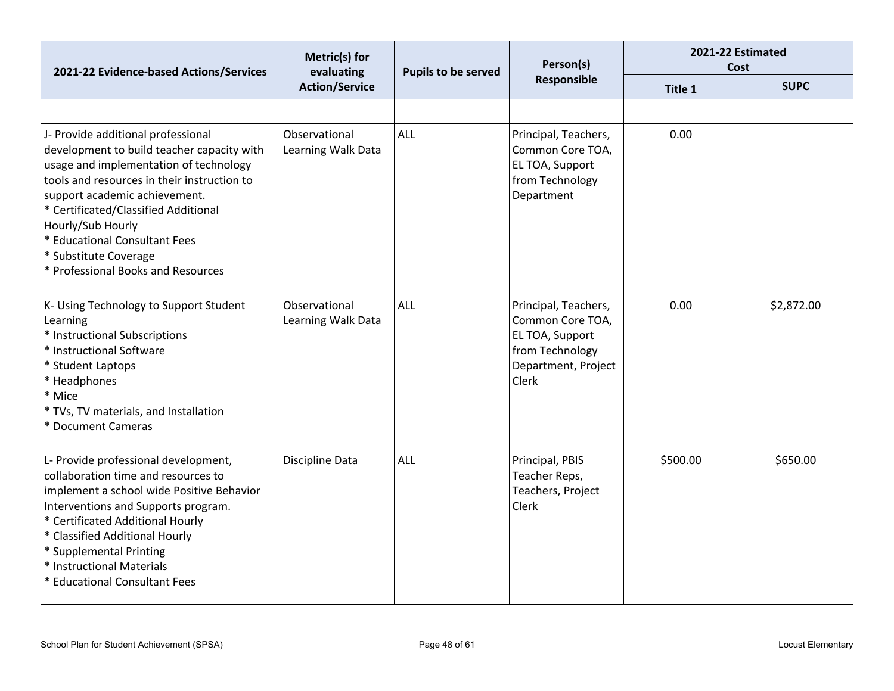| 2021-22 Evidence-based Actions/Services | Metric(s) for evaluating Action/Service | Pupils to be served | Person(s) Responsible | 2021-22 Estimated Cost | |
|---|---|---|---|---|---|
| | | | | Title 1 | SUPC |
| | | | | | |
| J- Provide additional professional development to build teacher capacity with usage and implementation of technology tools and resources in their instruction to support academic achievement.<br>* Certificated/Classified Additional Hourly/Sub Hourly<br>* Educational Consultant Fees<br>* Substitute Coverage<br>* Professional Books and Resources | Observational Learning Walk Data | ALL | Principal, Teachers, Common Core TOA, EL TOA, Support from Technology Department | 0.00 | |
| K- Using Technology to Support Student Learning<br>* Instructional Subscriptions<br>* Instructional Software<br>* Student Laptops<br>* Headphones<br>* Mice<br>* TVs, TV materials, and Installation<br>* Document Cameras | Observational Learning Walk Data | ALL | Principal, Teachers, Common Core TOA, EL TOA, Support from Technology Department, Project Clerk | 0.00 | $2,872.00 |
| L- Provide professional development, collaboration time and resources to implement a school wide Positive Behavior Interventions and Supports program.<br>* Certificated Additional Hourly<br>* Classified Additional Hourly<br>* Supplemental Printing<br>* Instructional Materials<br>* Educational Consultant Fees | Discipline Data | ALL | Principal, PBIS Teacher Reps, Teachers, Project Clerk | $500.00 | $650.00 |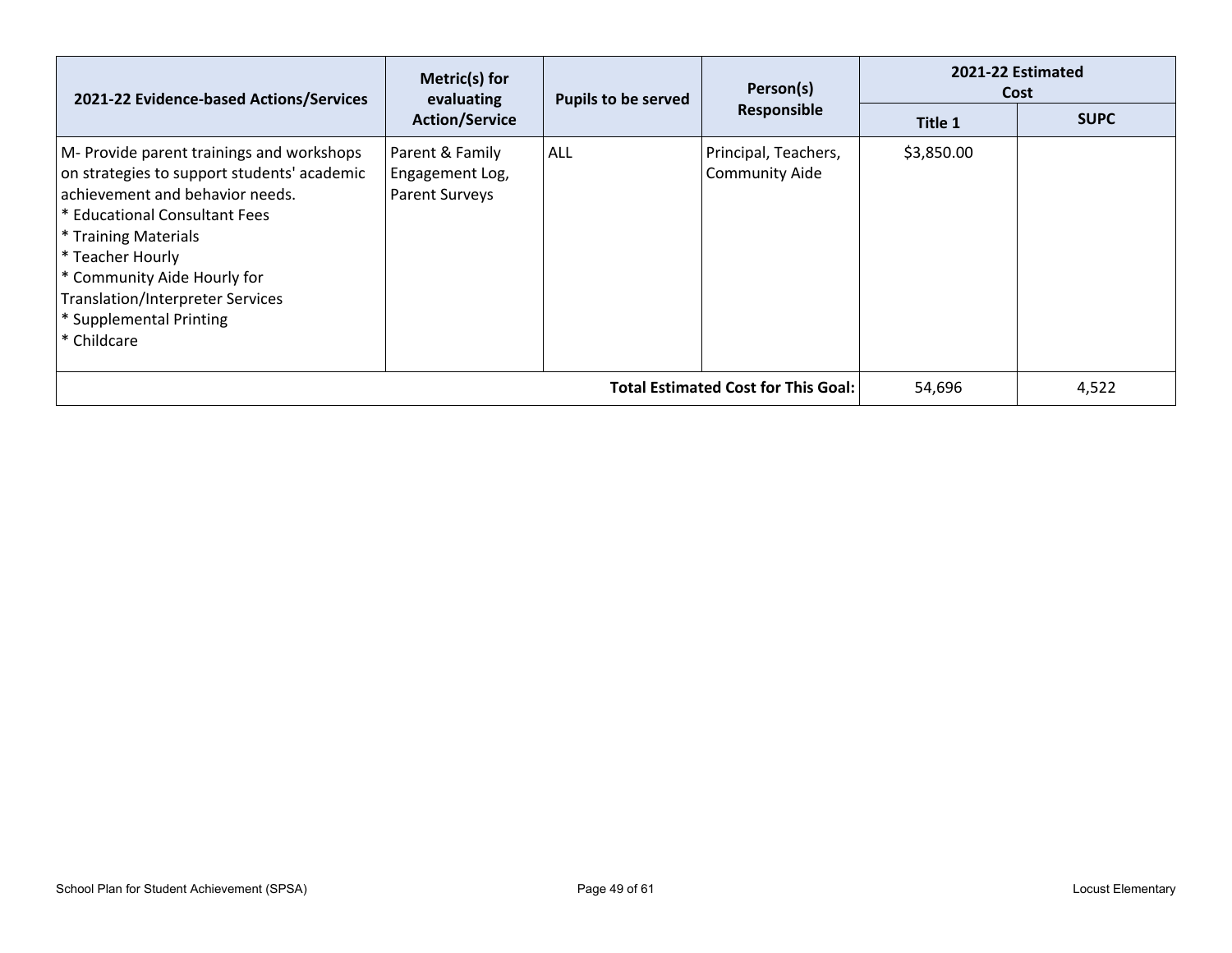| 2021-22 Evidence-based Actions/Services | Metric(s) for evaluating Action/Service | Pupils to be served | Person(s) Responsible | 2021-22 Estimated Cost | |
|---|---|---|---|---|---|
| | | | | Title 1 | SUPC |
| M- Provide parent trainings and workshops on strategies to support students' academic achievement and behavior needs.<br>* Educational Consultant Fees<br>* Training Materials<br>* Teacher Hourly<br>* Community Aide Hourly for Translation/Interpreter Services<br>* Supplemental Printing<br>* Childcare | Parent & Family Engagement Log, Parent Surveys | ALL | Principal, Teachers, Community Aide | $3,850.00 | |
| | | | **Total Estimated Cost for This Goal:** | 54,696 | 4,522 |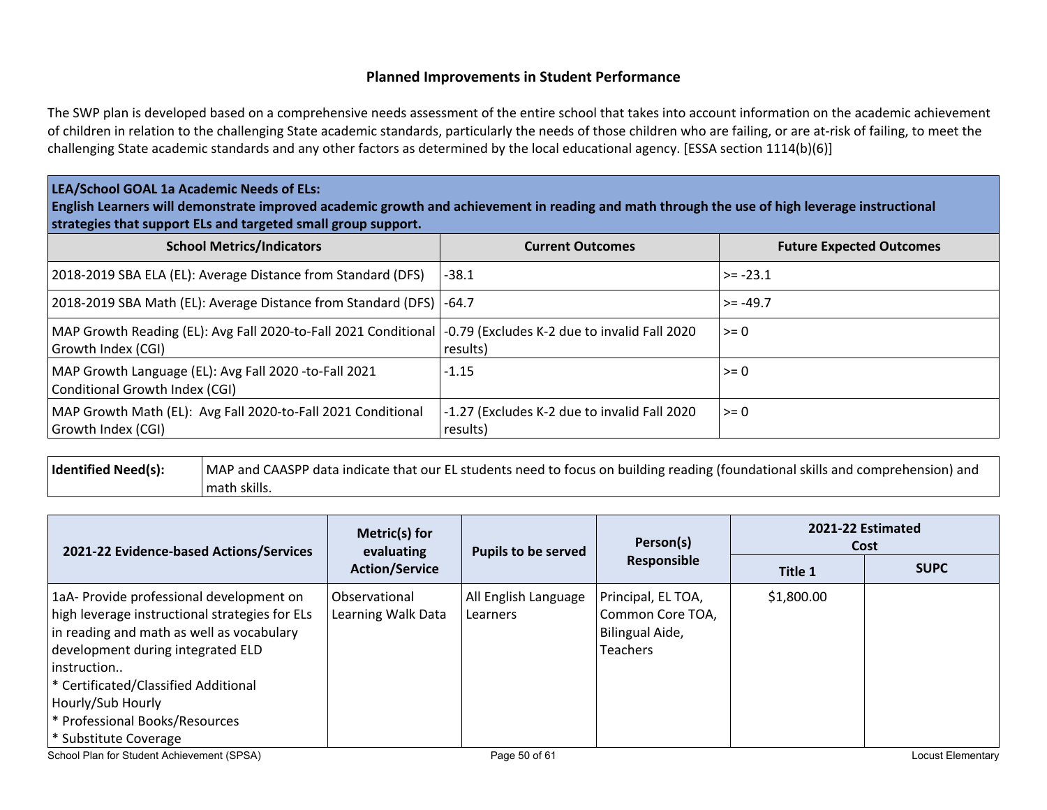## Planned Improvements in Student Performance

The SWP plan is developed based on a comprehensive needs assessment of the entire school that takes into account information on the academic achievement of children in relation to the challenging State academic standards, particularly the needs of those children who are failing, or are at-risk of failing, to meet the challenging State academic standards and any other factors as determined by the local educational agency. [ESSA section 1114(b)(6)]

**LEA/School GOAL 1a Academic Needs of ELs:**
**English Learners will demonstrate improved academic growth and achievement in reading and math through the use of high leverage instructional strategies that support ELs and targeted small group support.**

| School Metrics/Indicators | Current Outcomes | Future Expected Outcomes |
|---|---|---|
| 2018-2019 SBA ELA (EL): Average Distance from Standard (DFS) | -38.1 | >= -23.1 |
| 2018-2019 SBA Math (EL): Average Distance from Standard (DFS) | -64.7 | >= -49.7 |
| MAP Growth Reading (EL): Avg Fall 2020-to-Fall 2021 Conditional Growth Index (CGI) | -0.79 (Excludes K-2 due to invalid Fall 2020 results) | >= 0 |
| MAP Growth Language (EL): Avg Fall 2020 -to-Fall 2021 Conditional Growth Index (CGI) | -1.15 | >= 0 |
| MAP Growth Math (EL): Avg Fall 2020-to-Fall 2021 Conditional Growth Index (CGI) | -1.27 (Excludes K-2 due to invalid Fall 2020 results) | >= 0 |

| **Identified Need(s):** | MAP and CAASPP data indicate that our EL students need to focus on building reading (foundational skills and comprehension) and math skills. |
|---|---|

| 2021-22 Evidence-based Actions/Services | Metric(s) for evaluating Action/Service | Pupils to be served | Person(s) Responsible | 2021-22 Estimated Cost | |
|---|---|---|---|---|---|
| | | | | Title 1 | SUPC |
| 1aA- Provide professional development on high leverage instructional strategies for ELs in reading and math as well as vocabulary development during integrated ELD instruction..<br>* Certificated/Classified Additional Hourly/Sub Hourly<br>* Professional Books/Resources<br>* Substitute Coverage | Observational Learning Walk Data | All English Language Learners | Principal, EL TOA, Common Core TOA, Bilingual Aide, Teachers | $1,800.00 | |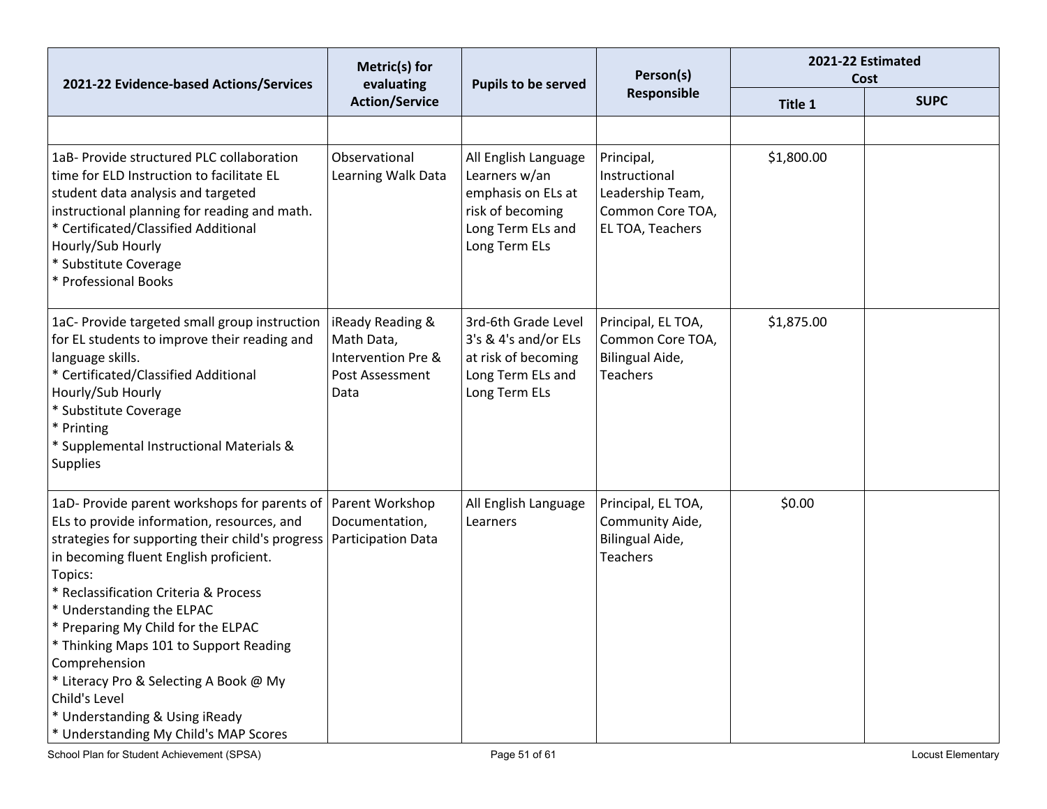| 2021-22 Evidence-based Actions/Services | Metric(s) for evaluating Action/Service | Pupils to be served | Person(s) Responsible | 2021-22 Estimated Cost | |
|---|---|---|---|---|---|
| | | | | Title 1 | SUPC |
| | | | | | |
| 1aB- Provide structured PLC collaboration time for ELD Instruction to facilitate EL student data analysis and targeted instructional planning for reading and math.<br>* Certificated/Classified Additional Hourly/Sub Hourly<br>* Substitute Coverage<br>* Professional Books | Observational Learning Walk Data | All English Language Learners w/an emphasis on ELs at risk of becoming Long Term ELs and Long Term ELs | Principal, Instructional Leadership Team, Common Core TOA, EL TOA, Teachers | $1,800.00 | |
| 1aC- Provide targeted small group instruction for EL students to improve their reading and language skills.<br>* Certificated/Classified Additional Hourly/Sub Hourly<br>* Substitute Coverage<br>* Printing<br>* Supplemental Instructional Materials & Supplies | iReady Reading & Math Data, Intervention Pre & Post Assessment Data | 3rd-6th Grade Level 3's & 4's and/or ELs at risk of becoming Long Term ELs and Long Term ELs | Principal, EL TOA, Common Core TOA, Bilingual Aide, Teachers | $1,875.00 | |
| 1aD- Provide parent workshops for parents of ELs to provide information, resources, and strategies for supporting their child's progress in becoming fluent English proficient.<br>Topics:<br>* Reclassification Criteria & Process<br>* Understanding the ELPAC<br>* Preparing My Child for the ELPAC<br>* Thinking Maps 101 to Support Reading Comprehension<br>* Literacy Pro & Selecting A Book @ My Child's Level<br>* Understanding & Using iReady<br>* Understanding My Child's MAP Scores | Parent Workshop Documentation, Participation Data | All English Language Learners | Principal, EL TOA, Community Aide, Bilingual Aide, Teachers | $0.00 | |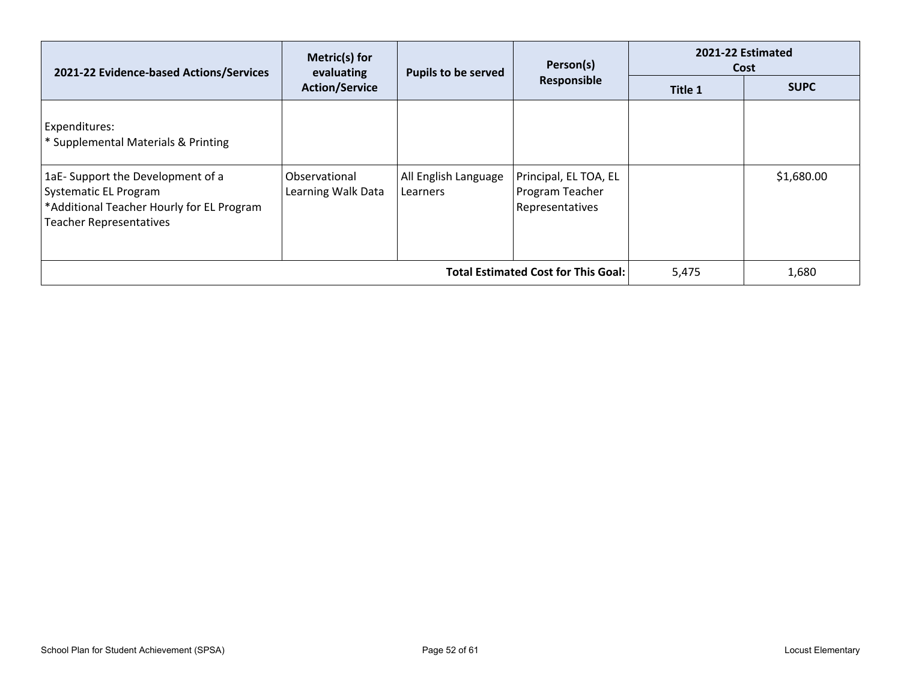| 2021-22 Evidence-based Actions/Services | Metric(s) for evaluating Action/Service | Pupils to be served | Person(s) Responsible | 2021-22 Estimated Cost | |
|---|---|---|---|---|---|
| | | | | Title 1 | SUPC |
| Expenditures:<br>* Supplemental Materials & Printing | | | | | |
| 1aE- Support the Development of a Systematic EL Program<br>*Additional Teacher Hourly for EL Program Teacher Representatives | Observational Learning Walk Data | All English Language Learners | Principal, EL TOA, EL Program Teacher Representatives | | $1,680.00 |
| | | | **Total Estimated Cost for This Goal:** | 5,475 | 1,680 |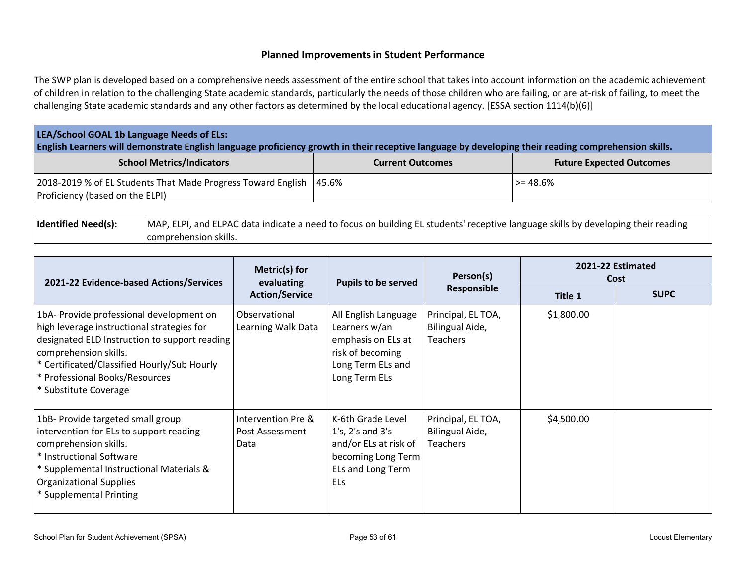## Planned Improvements in Student Performance

The SWP plan is developed based on a comprehensive needs assessment of the entire school that takes into account information on the academic achievement of children in relation to the challenging State academic standards, particularly the needs of those children who are failing, or are at-risk of failing, to meet the challenging State academic standards and any other factors as determined by the local educational agency. [ESSA section 1114(b)(6)]

**LEA/School GOAL 1b Language Needs of ELs:**
**English Learners will demonstrate English language proficiency growth in their receptive language by developing their reading comprehension skills.**

| School Metrics/Indicators | Current Outcomes | Future Expected Outcomes |
|---|---|---|
| 2018-2019 % of EL Students That Made Progress Toward English Proficiency (based on the ELPI) | 45.6% | >= 48.6% |

| **Identified Need(s):** | MAP, ELPI, and ELPAC data indicate a need to focus on building EL students' receptive language skills by developing their reading comprehension skills. |
|---|---|

| 2021-22 Evidence-based Actions/Services | Metric(s) for evaluating Action/Service | Pupils to be served | Person(s) Responsible | 2021-22 Estimated Cost | |
|---|---|---|---|---|---|
| | | | | Title 1 | SUPC |
| 1bA- Provide professional development on high leverage instructional strategies for designated ELD Instruction to support reading comprehension skills.<br>* Certificated/Classified Hourly/Sub Hourly<br>* Professional Books/Resources<br>* Substitute Coverage | Observational Learning Walk Data | All English Language Learners w/an emphasis on ELs at risk of becoming Long Term ELs and Long Term ELs | Principal, EL TOA, Bilingual Aide, Teachers | $1,800.00 | |
| 1bB- Provide targeted small group intervention for ELs to support reading comprehension skills.<br>* Instructional Software<br>* Supplemental Instructional Materials & Organizational Supplies<br>* Supplemental Printing | Intervention Pre & Post Assessment Data | K-6th Grade Level 1's, 2's and 3's and/or ELs at risk of becoming Long Term ELs and Long Term ELs | Principal, EL TOA, Bilingual Aide, Teachers | $4,500.00 | |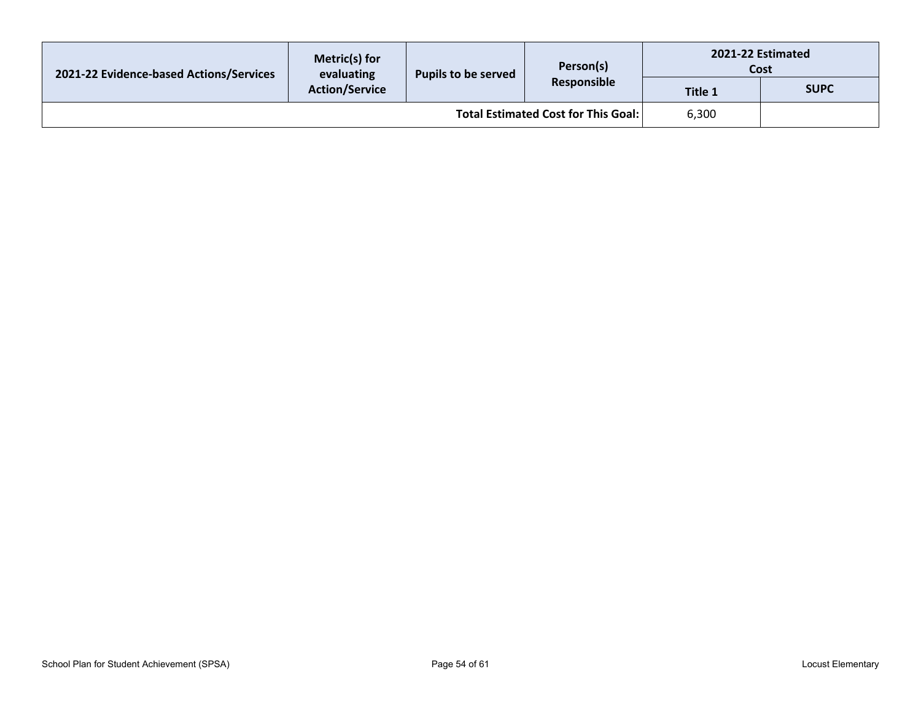| 2021-22 Evidence-based Actions/Services | Metric(s) for evaluating Action/Service | Pupils to be served | Person(s) Responsible | 2021-22 Estimated Cost | |
|---|---|---|---|---|---|
| | | | | Title 1 | SUPC |
| | | | Total Estimated Cost for This Goal: | 6,300 | |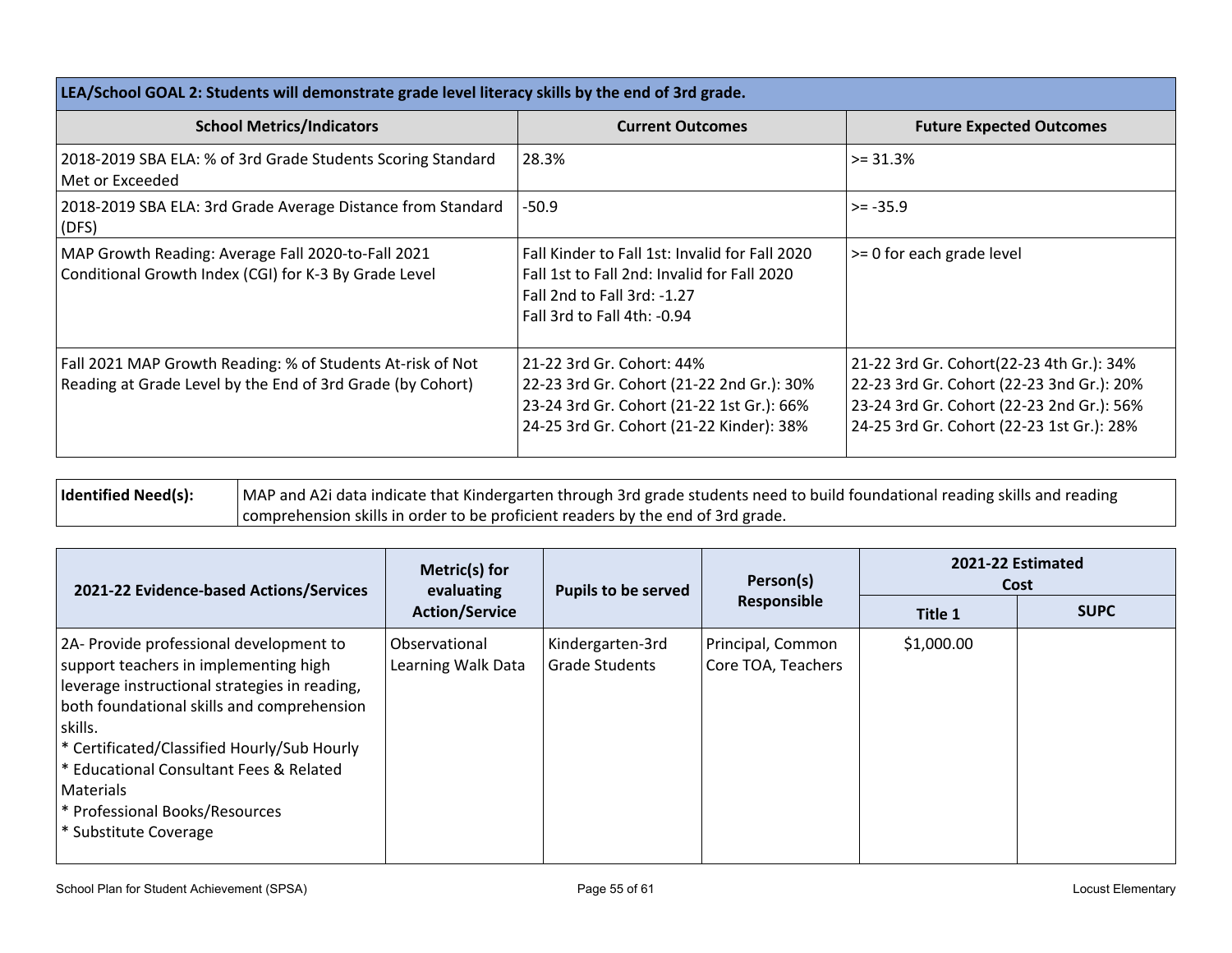| LEA/School GOAL 2: Students will demonstrate grade level literacy skills by the end of 3rd grade. | | |
|---|---|---|
| **School Metrics/Indicators** | **Current Outcomes** | **Future Expected Outcomes** |
| 2018-2019 SBA ELA: % of 3rd Grade Students Scoring Standard Met or Exceeded | 28.3% | >= 31.3% |
| 2018-2019 SBA ELA: 3rd Grade Average Distance from Standard (DFS) | -50.9 | >= -35.9 |
| MAP Growth Reading: Average Fall 2020-to-Fall 2021 Conditional Growth Index (CGI) for K-3 By Grade Level | Fall Kinder to Fall 1st: Invalid for Fall 2020<br>Fall 1st to Fall 2nd: Invalid for Fall 2020<br>Fall 2nd to Fall 3rd: -1.27<br>Fall 3rd to Fall 4th: -0.94 | >= 0 for each grade level |
| Fall 2021 MAP Growth Reading: % of Students At-risk of Not Reading at Grade Level by the End of 3rd Grade (by Cohort) | 21-22 3rd Gr. Cohort: 44%<br>22-23 3rd Gr. Cohort (21-22 2nd Gr.): 30%<br>23-24 3rd Gr. Cohort (21-22 1st Gr.): 66%<br>24-25 3rd Gr. Cohort (21-22 Kinder): 38% | 21-22 3rd Gr. Cohort(22-23 4th Gr.): 34%<br>22-23 3rd Gr. Cohort (22-23 3nd Gr.): 20%<br>23-24 3rd Gr. Cohort (22-23 2nd Gr.): 56%<br>24-25 3rd Gr. Cohort (22-23 1st Gr.): 28% |

| **Identified Need(s):** | MAP and A2i data indicate that Kindergarten through 3rd grade students need to build foundational reading skills and reading comprehension skills in order to be proficient readers by the end of 3rd grade. |
|---|---|

| 2021-22 Evidence-based Actions/Services | Metric(s) for evaluating Action/Service | Pupils to be served | Person(s) Responsible | 2021-22 Estimated Cost | |
|---|---|---|---|---|---|
| | | | | **Title 1** | **SUPC** |
| 2A- Provide professional development to support teachers in implementing high leverage instructional strategies in reading, both foundational skills and comprehension skills.<br>* Certificated/Classified Hourly/Sub Hourly<br>* Educational Consultant Fees & Related Materials<br>* Professional Books/Resources<br>* Substitute Coverage | Observational Learning Walk Data | Kindergarten-3rd Grade Students | Principal, Common Core TOA, Teachers | $1,000.00 | |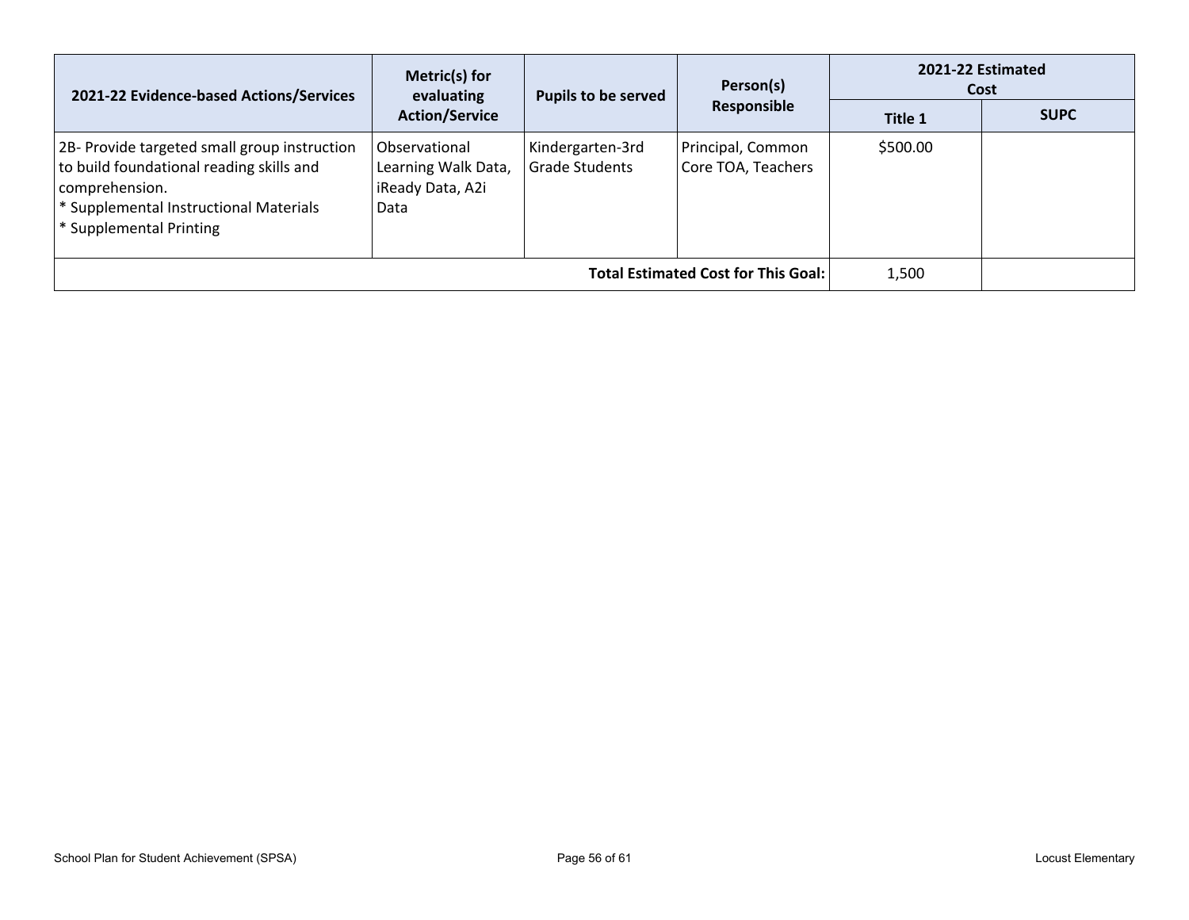| 2021-22 Evidence-based Actions/Services | Metric(s) for evaluating Action/Service | Pupils to be served | Person(s) Responsible | 2021-22 Estimated Cost | |
|---|---|---|---|---|---|
| | | | | Title 1 | SUPC |
| 2B- Provide targeted small group instruction to build foundational reading skills and comprehension.<br>* Supplemental Instructional Materials<br>* Supplemental Printing | Observational Learning Walk Data, iReady Data, A2i Data | Kindergarten-3rd Grade Students | Principal, Common Core TOA, Teachers | $500.00 | |
| **Total Estimated Cost for This Goal:** | | | | 1,500 | |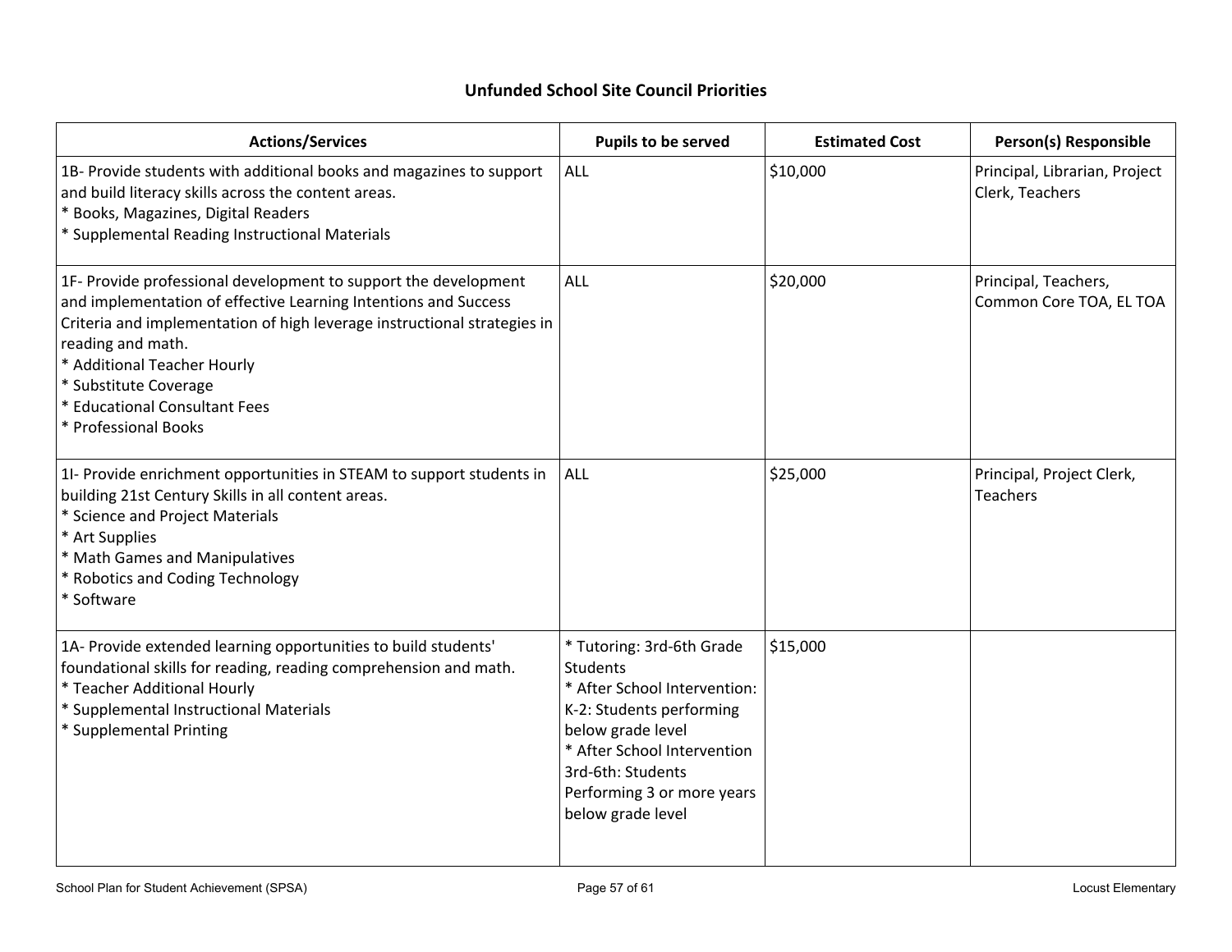## Unfunded School Site Council Priorities

| Actions/Services | Pupils to be served | Estimated Cost | Person(s) Responsible |
|---|---|---|---|
| 1B- Provide students with additional books and magazines to support and build literacy skills across the content areas.<br>* Books, Magazines, Digital Readers<br>* Supplemental Reading Instructional Materials | ALL | $10,000 | Principal, Librarian, Project Clerk, Teachers |
| 1F- Provide professional development to support the development and implementation of effective Learning Intentions and Success Criteria and implementation of high leverage instructional strategies in reading and math.<br>* Additional Teacher Hourly<br>* Substitute Coverage<br>* Educational Consultant Fees<br>* Professional Books | ALL | $20,000 | Principal, Teachers, Common Core TOA, EL TOA |
| 1I- Provide enrichment opportunities in STEAM to support students in building 21st Century Skills in all content areas.<br>* Science and Project Materials<br>* Art Supplies<br>* Math Games and Manipulatives<br>* Robotics and Coding Technology<br>* Software | ALL | $25,000 | Principal, Project Clerk, Teachers |
| 1A- Provide extended learning opportunities to build students' foundational skills for reading, reading comprehension and math.<br>* Teacher Additional Hourly<br>* Supplemental Instructional Materials<br>* Supplemental Printing | * Tutoring: 3rd-6th Grade Students<br>* After School Intervention: K-2: Students performing below grade level<br>* After School Intervention 3rd-6th: Students Performing 3 or more years below grade level | $15,000 | |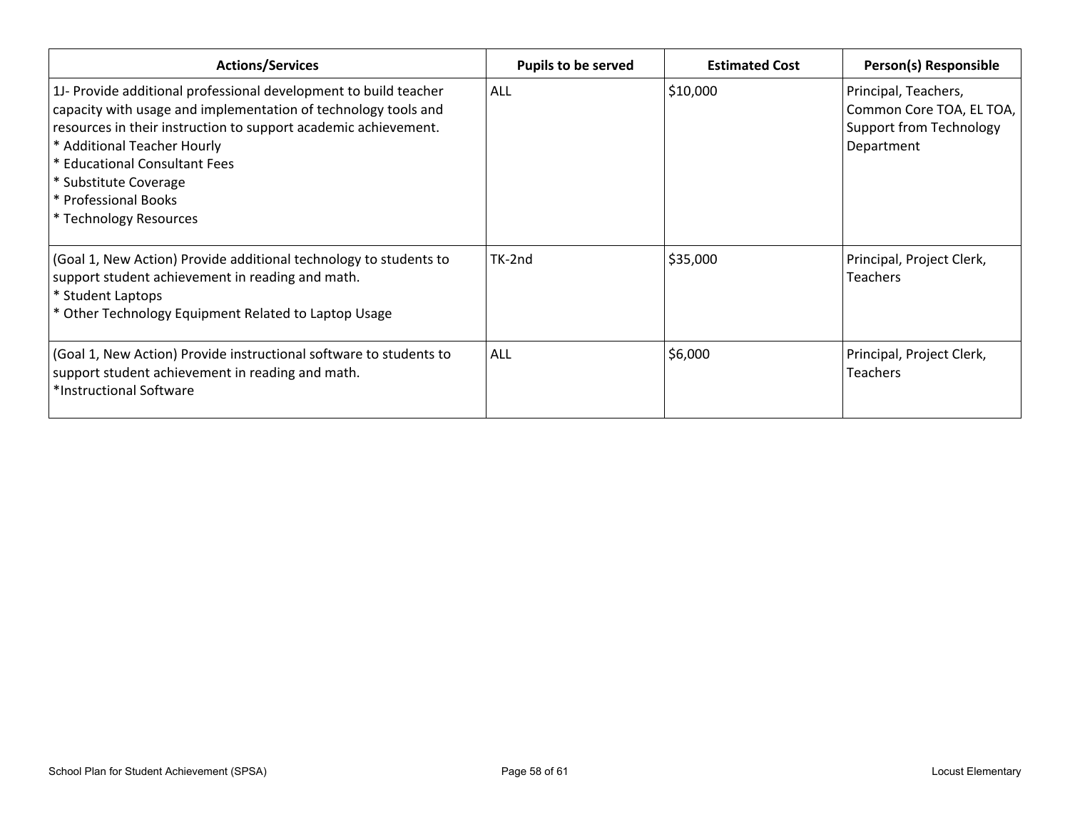| Actions/Services | Pupils to be served | Estimated Cost | Person(s) Responsible |
|---|---|---|---|
| 1J- Provide additional professional development to build teacher capacity with usage and implementation of technology tools and resources in their instruction to support academic achievement.<br>* Additional Teacher Hourly<br>* Educational Consultant Fees<br>* Substitute Coverage<br>* Professional Books<br>* Technology Resources | ALL | $10,000 | Principal, Teachers, Common Core TOA, EL TOA, Support from Technology Department |
| (Goal 1, New Action) Provide additional technology to students to support student achievement in reading and math.<br>* Student Laptops<br>* Other Technology Equipment Related to Laptop Usage | TK-2nd | $35,000 | Principal, Project Clerk, Teachers |
| (Goal 1, New Action) Provide instructional software to students to support student achievement in reading and math.<br>*Instructional Software | ALL | $6,000 | Principal, Project Clerk, Teachers |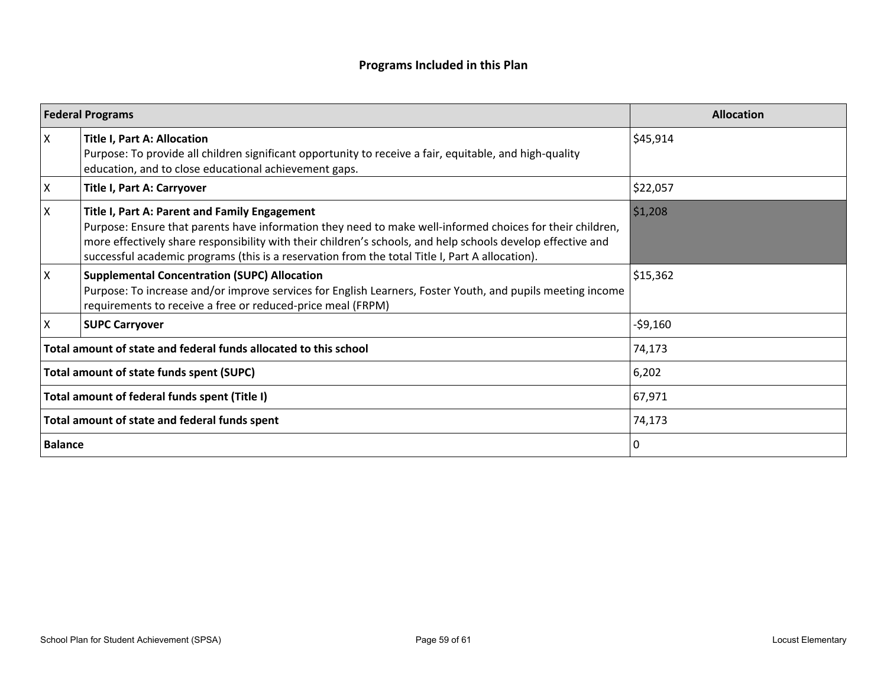## Programs Included in this Plan

| Federal Programs | | Allocation |
|---|---|---|
| X | **Title I, Part A: Allocation**<br>Purpose: To provide all children significant opportunity to receive a fair, equitable, and high-quality education, and to close educational achievement gaps. | $45,914 |
| X | **Title I, Part A: Carryover** | $22,057 |
| X | **Title I, Part A: Parent and Family Engagement**<br>Purpose: Ensure that parents have information they need to make well-informed choices for their children, more effectively share responsibility with their children's schools, and help schools develop effective and successful academic programs (this is a reservation from the total Title I, Part A allocation). | $1,208 |
| X | **Supplemental Concentration (SUPC) Allocation**<br>Purpose: To increase and/or improve services for English Learners, Foster Youth, and pupils meeting income requirements to receive a free or reduced-price meal (FRPM) | $15,362 |
| X | **SUPC Carryover** | -$9,160 |
| **Total amount of state and federal funds allocated to this school** | | 74,173 |
| **Total amount of state funds spent (SUPC)** | | 6,202 |
| **Total amount of federal funds spent (Title I)** | | 67,971 |
| **Total amount of state and federal funds spent** | | 74,173 |
| **Balance** | | 0 |